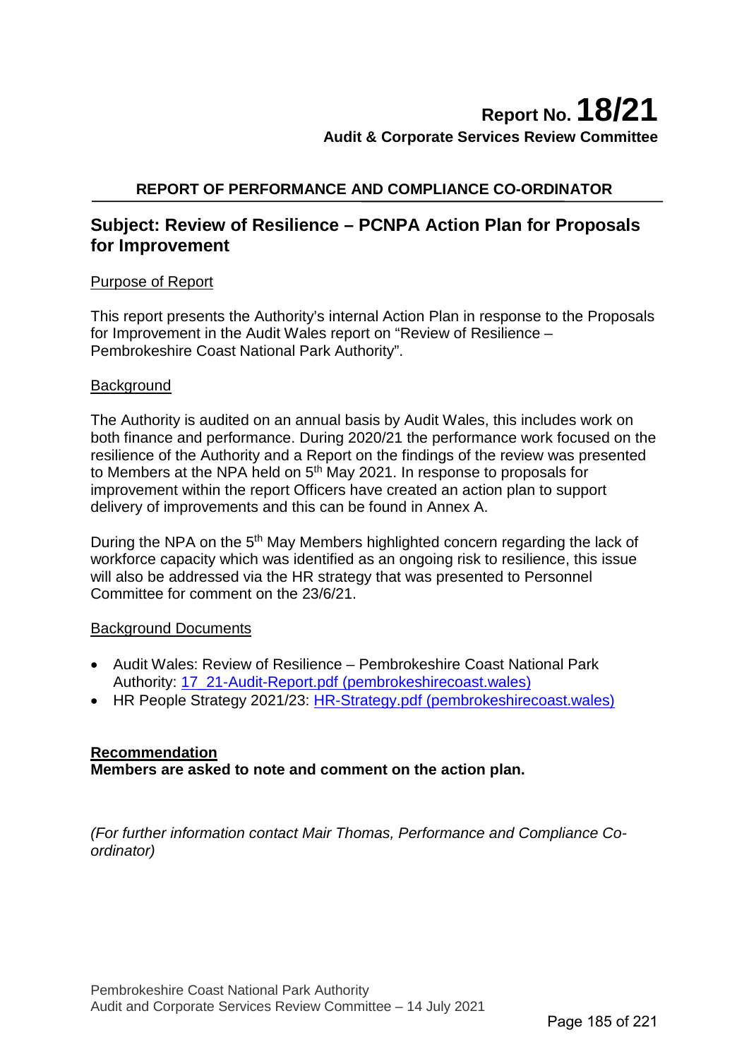# Report No. 18/21

**Audit & Corporate Services Review Committee**

**REPORT OF PERFORMANCE AND COMPLIANCE CO-ORDINATOR**

## Subject: Review of Resilience – PCNPA Action Plan for Proposals for Improvement

### Purpose of Report

This report presents the Authority's internal Action Plan in response to the Proposals for Improvement in the Audit Wales report on "Review of Resilience – Pembrokeshire Coast National Park Authority".

### Background

The Authority is audited on an annual basis by Audit Wales, this includes work on both finance and performance. During 2020/21 the performance work focused on the resilience of the Authority and a Report on the findings of the review was presented to Members at the NPA held on 5th May 2021. In response to proposals for improvement within the report Officers have created an action plan to support delivery of improvements and this can be found in Annex A.

During the NPA on the 5th May Members highlighted concern regarding the lack of workforce capacity which was identified as an ongoing risk to resilience, this issue will also be addressed via the HR strategy that was presented to Personnel Committee for comment on the 23/6/21.

### Background Documents

- Audit Wales: Review of Resilience – Pembrokeshire Coast National Park Authority: 17_21-Audit-Report.pdf (pembrokeshirecoast.wales)
- HR People Strategy 2021/23: HR-Strategy.pdf (pembrokeshirecoast.wales)

**Recommendation**
**Members are asked to note and comment on the action plan.**

*(For further information contact Mair Thomas, Performance and Compliance Co-ordinator)*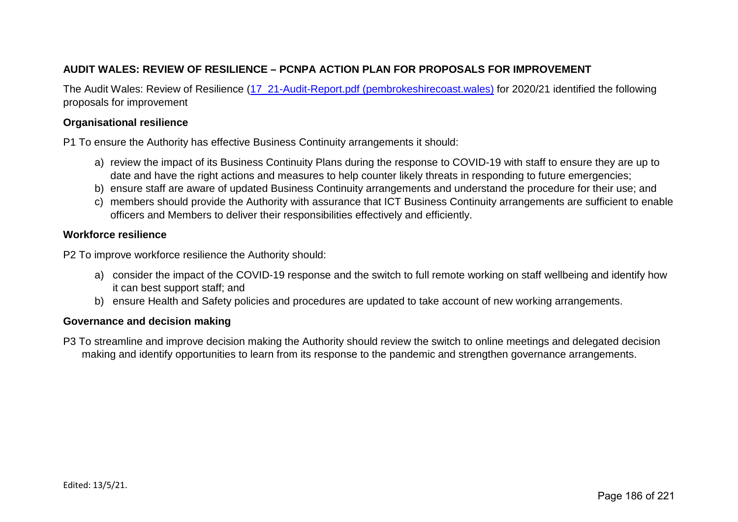## AUDIT WALES: REVIEW OF RESILIENCE – PCNPA ACTION PLAN FOR PROPOSALS FOR IMPROVEMENT

The Audit Wales: Review of Resilience (17_21-Audit-Report.pdf (pembrokeshirecoast.wales)) for 2020/21 identified the following proposals for improvement

### Organisational resilience

P1 To ensure the Authority has effective Business Continuity arrangements it should:

a) review the impact of its Business Continuity Plans during the response to COVID-19 with staff to ensure they are up to date and have the right actions and measures to help counter likely threats in responding to future emergencies;
b) ensure staff are aware of updated Business Continuity arrangements and understand the procedure for their use; and
c) members should provide the Authority with assurance that ICT Business Continuity arrangements are sufficient to enable officers and Members to deliver their responsibilities effectively and efficiently.

### Workforce resilience

P2 To improve workforce resilience the Authority should:

a) consider the impact of the COVID-19 response and the switch to full remote working on staff wellbeing and identify how it can best support staff; and
b) ensure Health and Safety policies and procedures are updated to take account of new working arrangements.

### Governance and decision making

P3 To streamline and improve decision making the Authority should review the switch to online meetings and delegated decision making and identify opportunities to learn from its response to the pandemic and strengthen governance arrangements.

Edited: 13/5/21.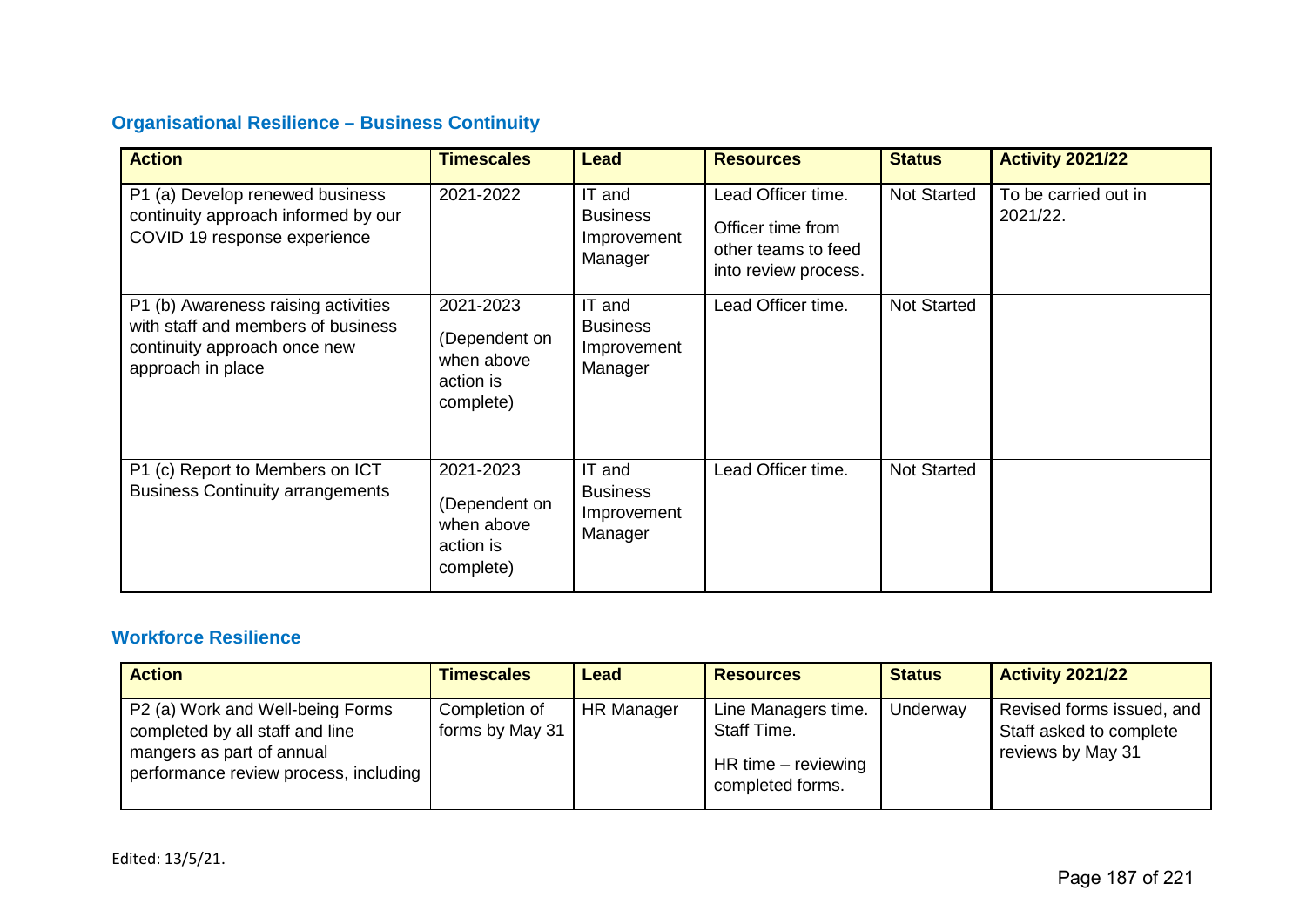## Organisational Resilience – Business Continuity

| Action | Timescales | Lead | Resources | Status | Activity 2021/22 |
|---|---|---|---|---|---|
| P1 (a) Develop renewed business continuity approach informed by our COVID 19 response experience | 2021-2022 | IT and Business Improvement Manager | Lead Officer time. Officer time from other teams to feed into review process. | Not Started | To be carried out in 2021/22. |
| P1 (b) Awareness raising activities with staff and members of business continuity approach once new approach in place | 2021-2023 (Dependent on when above action is complete) | IT and Business Improvement Manager | Lead Officer time. | Not Started | |
| P1 (c) Report to Members on ICT Business Continuity arrangements | 2021-2023 (Dependent on when above action is complete) | IT and Business Improvement Manager | Lead Officer time. | Not Started | |

## Workforce Resilience

| Action | Timescales | Lead | Resources | Status | Activity 2021/22 |
|---|---|---|---|---|---|
| P2 (a) Work and Well-being Forms completed by all staff and line mangers as part of annual performance review process, including | Completion of forms by May 31 | HR Manager | Line Managers time. Staff Time. HR time – reviewing completed forms. | Underway | Revised forms issued, and Staff asked to complete reviews by May 31 |

Edited: 13/5/21.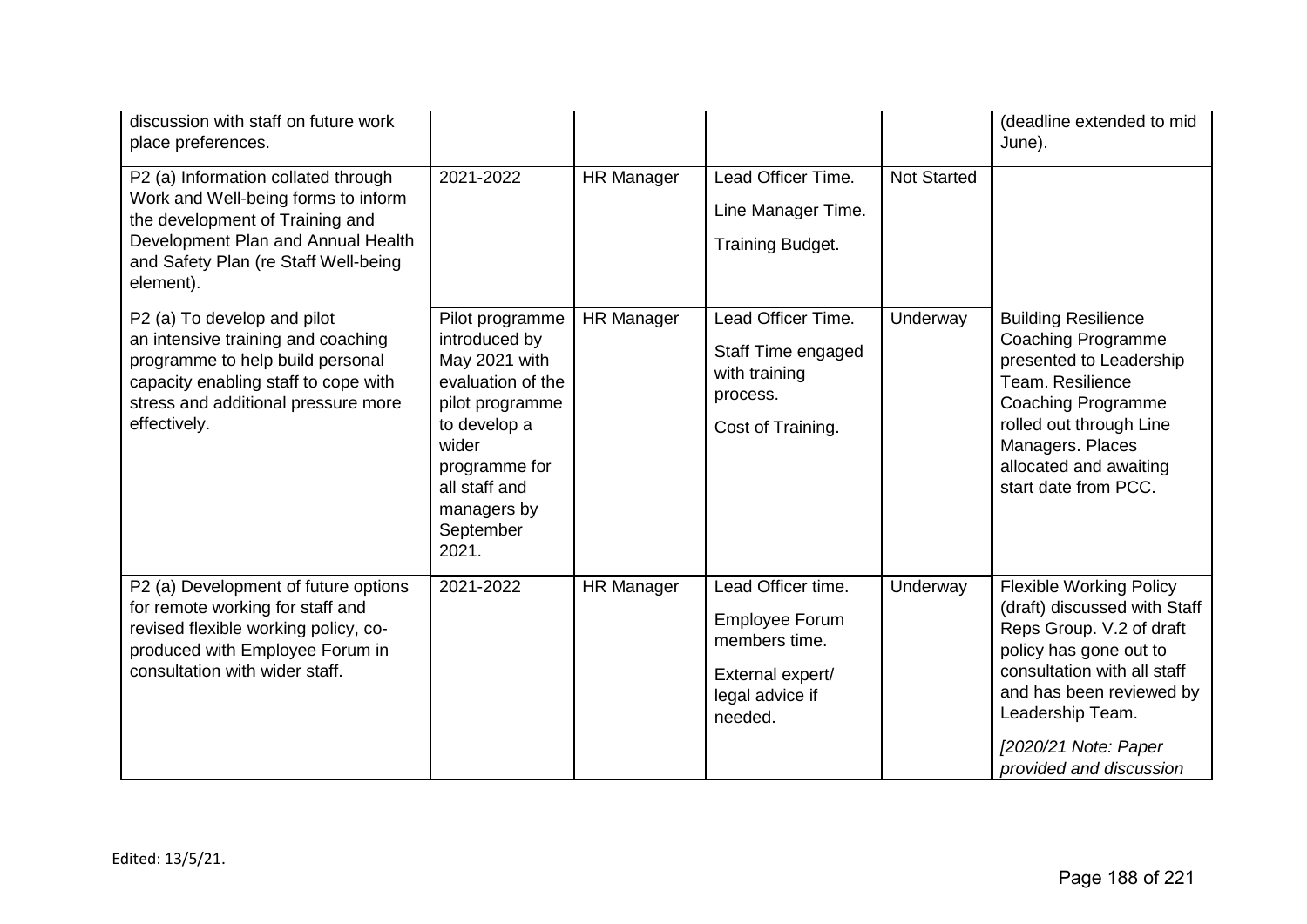| | | | | | |
|---|---|---|---|---|---|
| discussion with staff on future work place preferences. | | | | | (deadline extended to mid June). |
| P2 (a) Information collated through Work and Well-being forms to inform the development of Training and Development Plan and Annual Health and Safety Plan (re Staff Well-being element). | 2021-2022 | HR Manager | Lead Officer Time.<br>Line Manager Time.<br>Training Budget. | Not Started | |
| P2 (a) To develop and pilot an intensive training and coaching programme to help build personal capacity enabling staff to cope with stress and additional pressure more effectively. | Pilot programme introduced by May 2021 with evaluation of the pilot programme to develop a wider programme for all staff and managers by September 2021. | HR Manager | Lead Officer Time.<br>Staff Time engaged with training process.<br>Cost of Training. | Underway | Building Resilience Coaching Programme presented to Leadership Team. Resilience Coaching Programme rolled out through Line Managers. Places allocated and awaiting start date from PCC. |
| P2 (a) Development of future options for remote working for staff and revised flexible working policy, co-produced with Employee Forum in consultation with wider staff. | 2021-2022 | HR Manager | Lead Officer time.<br>Employee Forum members time.<br>External expert/ legal advice if needed. | Underway | Flexible Working Policy (draft) discussed with Staff Reps Group. V.2 of draft policy has gone out to consultation with all staff and has been reviewed by Leadership Team.<br>*[2020/21 Note: Paper provided and discussion* |

Edited: 13/5/21.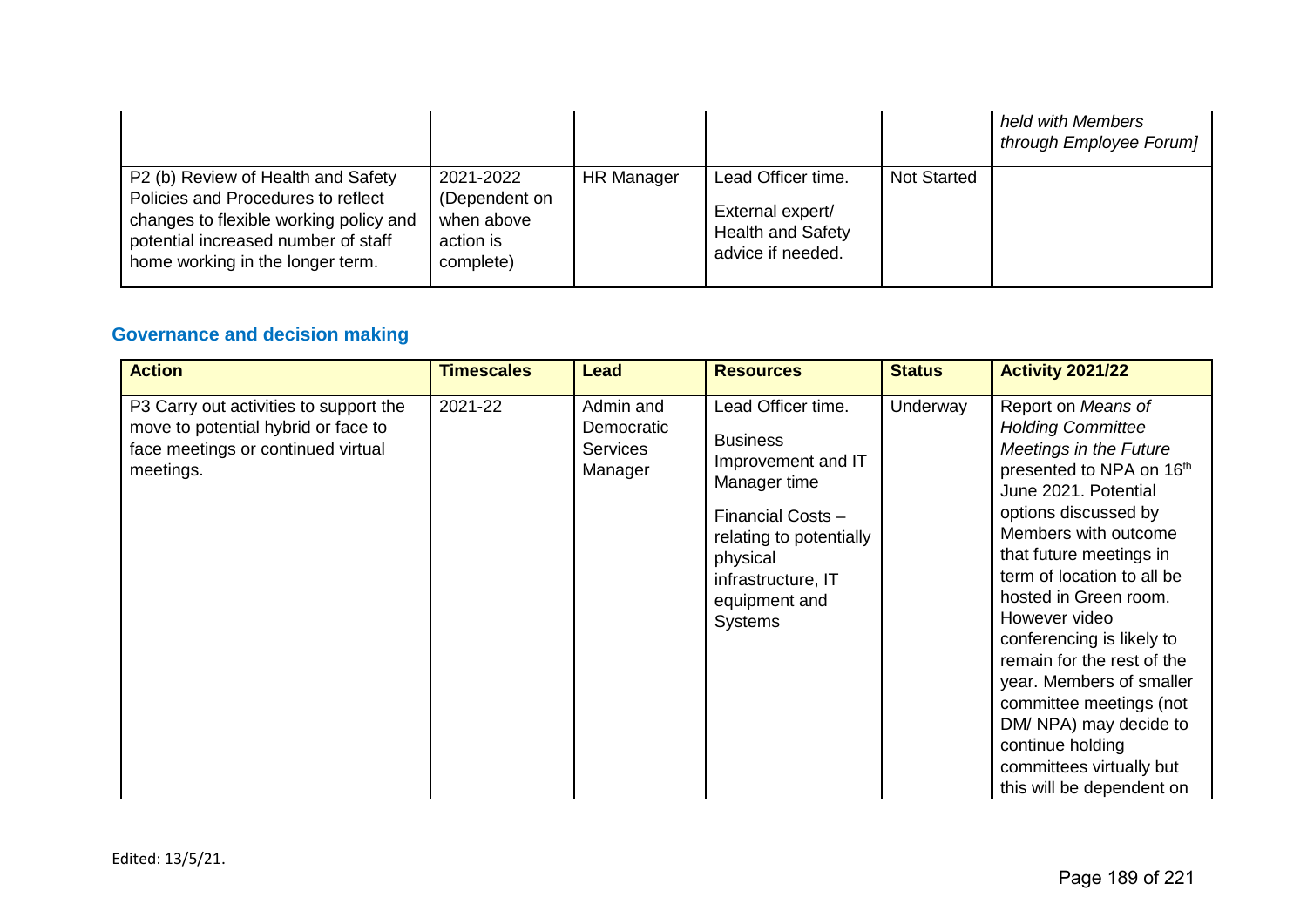| | | | | | *held with Members through Employee Forum]* |
|---|---|---|---|---|---|
| P2 (b) Review of Health and Safety Policies and Procedures to reflect changes to flexible working policy and potential increased number of staff home working in the longer term. | 2021-2022 (Dependent on when above action is complete) | HR Manager | Lead Officer time. External expert/ Health and Safety advice if needed. | Not Started | |

## Governance and decision making

| Action | Timescales | Lead | Resources | Status | Activity 2021/22 |
|---|---|---|---|---|---|
| P3 Carry out activities to support the move to potential hybrid or face to face meetings or continued virtual meetings. | 2021-22 | Admin and Democratic Services Manager | Lead Officer time. Business Improvement and IT Manager time Financial Costs – relating to potentially physical infrastructure, IT equipment and Systems | Underway | Report on *Means of Holding Committee Meetings in the Future* presented to NPA on 16th June 2021. Potential options discussed by Members with outcome that future meetings in term of location to all be hosted in Green room. However video conferencing is likely to remain for the rest of the year. Members of smaller committee meetings (not DM/ NPA) may decide to continue holding committees virtually but this will be dependent on |

Edited: 13/5/21.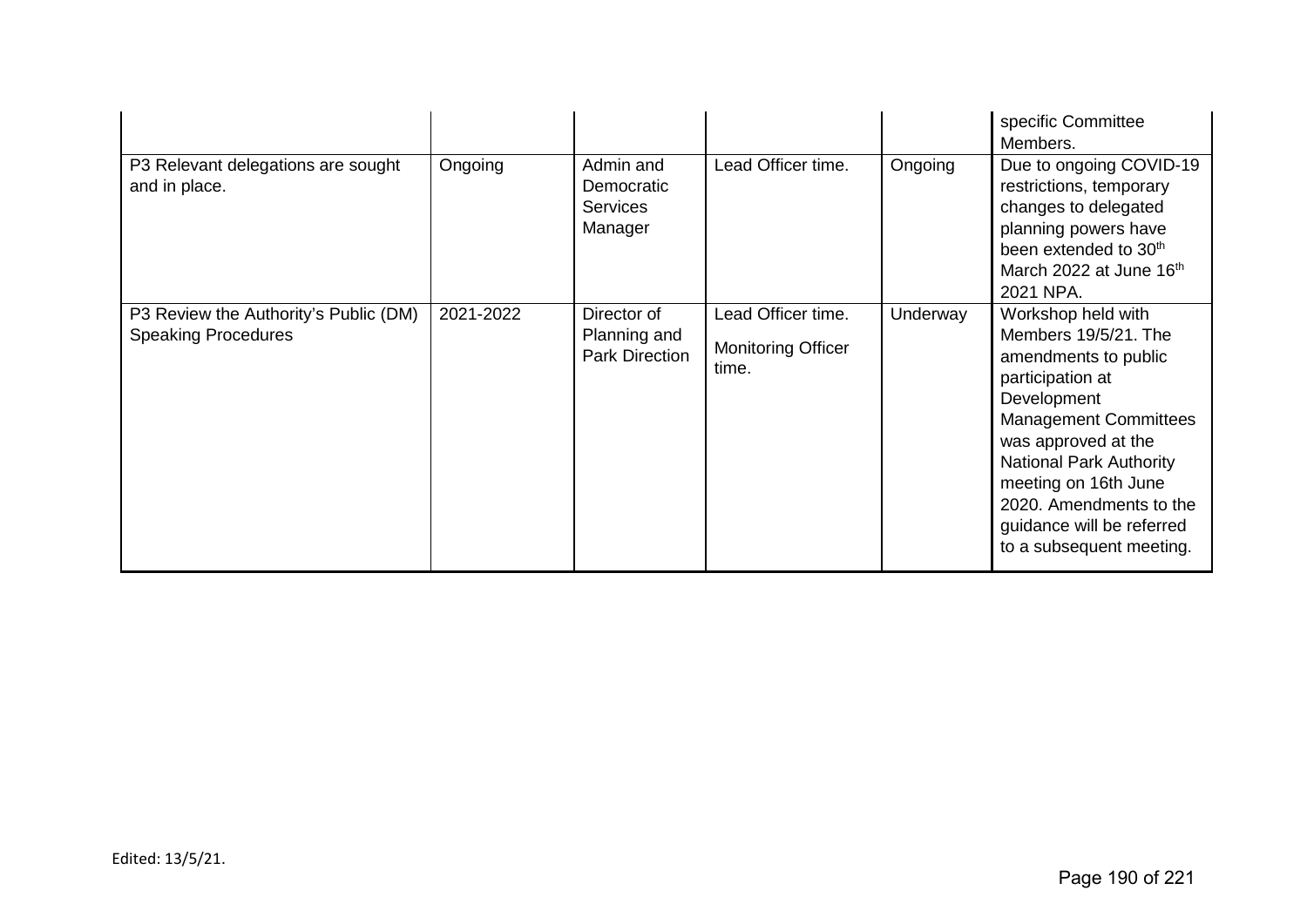| | | | | | |
|---|---|---|---|---|---|
| | | | | | specific Committee Members. |
| P3 Relevant delegations are sought and in place. | Ongoing | Admin and Democratic Services Manager | Lead Officer time. | Ongoing | Due to ongoing COVID-19 restrictions, temporary changes to delegated planning powers have been extended to 30th March 2022 at June 16th 2021 NPA. |
| P3 Review the Authority's Public (DM) Speaking Procedures | 2021-2022 | Director of Planning and Park Direction | Lead Officer time. Monitoring Officer time. | Underway | Workshop held with Members 19/5/21. The amendments to public participation at Development Management Committees was approved at the National Park Authority meeting on 16th June 2020. Amendments to the guidance will be referred to a subsequent meeting. |

Edited: 13/5/21.